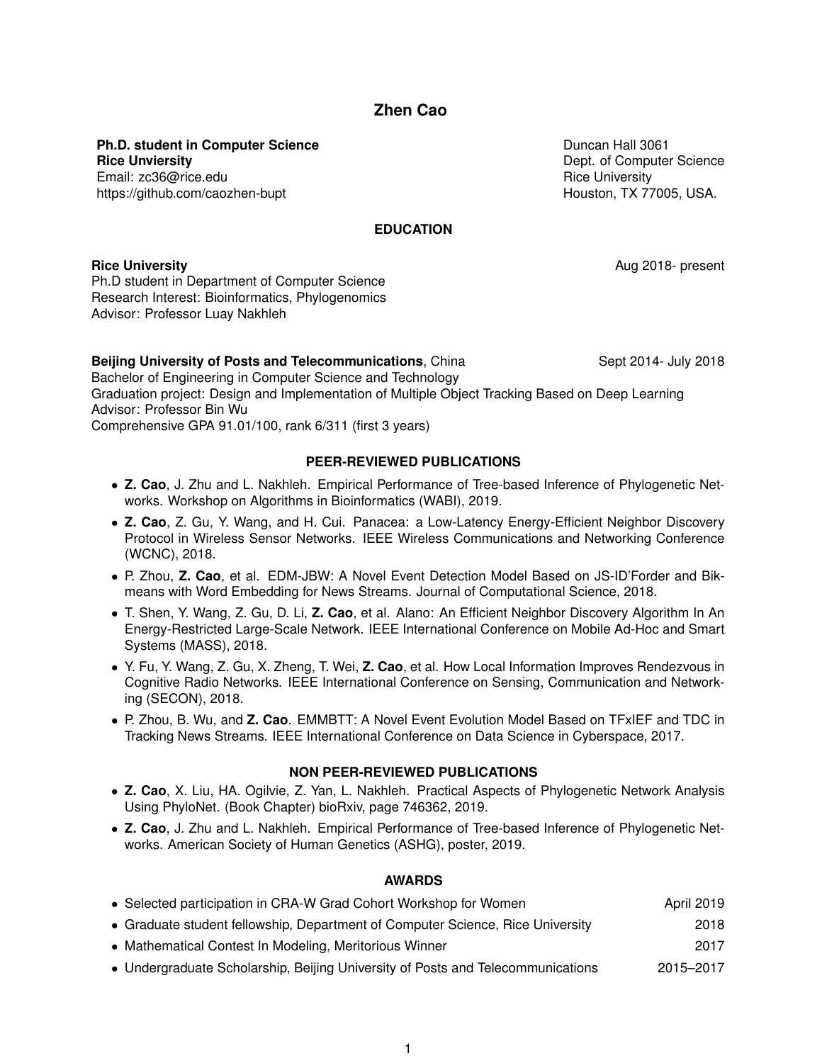# Zhen Cao

**Ph.D. student in Computer Science**
**Rice Unviersity**
Email: zc36@rice.edu
https://github.com/caozhen-bupt

Duncan Hall 3061
Dept. of Computer Science
Rice University
Houston, TX 77005, USA.

## EDUCATION

**Rice University** — Aug 2018- present
Ph.D student in Department of Computer Science
Research Interest: Bioinformatics, Phylogenomics
Advisor: Professor Luay Nakhleh

**Beijing University of Posts and Telecommunications**, China — Sept 2014- July 2018
Bachelor of Engineering in Computer Science and Technology
Graduation project: Design and Implementation of Multiple Object Tracking Based on Deep Learning
Advisor: Professor Bin Wu
Comprehensive GPA 91.01/100, rank 6/311 (first 3 years)

## PEER-REVIEWED PUBLICATIONS

- **Z. Cao**, J. Zhu and L. Nakhleh. Empirical Performance of Tree-based Inference of Phylogenetic Networks. Workshop on Algorithms in Bioinformatics (WABI), 2019.
- **Z. Cao**, Z. Gu, Y. Wang, and H. Cui. Panacea: a Low-Latency Energy-Efficient Neighbor Discovery Protocol in Wireless Sensor Networks. IEEE Wireless Communications and Networking Conference (WCNC), 2018.
- P. Zhou, **Z. Cao**, et al. EDM-JBW: A Novel Event Detection Model Based on JS-ID'Forder and Bikmeans with Word Embedding for News Streams. Journal of Computational Science, 2018.
- T. Shen, Y. Wang, Z. Gu, D. Li, **Z. Cao**, et al. Alano: An Efficient Neighbor Discovery Algorithm In An Energy-Restricted Large-Scale Network. IEEE International Conference on Mobile Ad-Hoc and Smart Systems (MASS), 2018.
- Y. Fu, Y. Wang, Z. Gu, X. Zheng, T. Wei, **Z. Cao**, et al. How Local Information Improves Rendezvous in Cognitive Radio Networks. IEEE International Conference on Sensing, Communication and Networking (SECON), 2018.
- P. Zhou, B. Wu, and **Z. Cao**. EMMBTT: A Novel Event Evolution Model Based on TFxIEF and TDC in Tracking News Streams. IEEE International Conference on Data Science in Cyberspace, 2017.

## NON PEER-REVIEWED PUBLICATIONS

- **Z. Cao**, X. Liu, HA. Ogilvie, Z. Yan, L. Nakhleh. Practical Aspects of Phylogenetic Network Analysis Using PhyloNet. (Book Chapter) bioRxiv, page 746362, 2019.
- **Z. Cao**, J. Zhu and L. Nakhleh. Empirical Performance of Tree-based Inference of Phylogenetic Networks. American Society of Human Genetics (ASHG), poster, 2019.

## AWARDS

- Selected participation in CRA-W Grad Cohort Workshop for Women — April 2019
- Graduate student fellowship, Department of Computer Science, Rice University — 2018
- Mathematical Contest In Modeling, Meritorious Winner — 2017
- Undergraduate Scholarship, Beijing University of Posts and Telecommunications — 2015–2017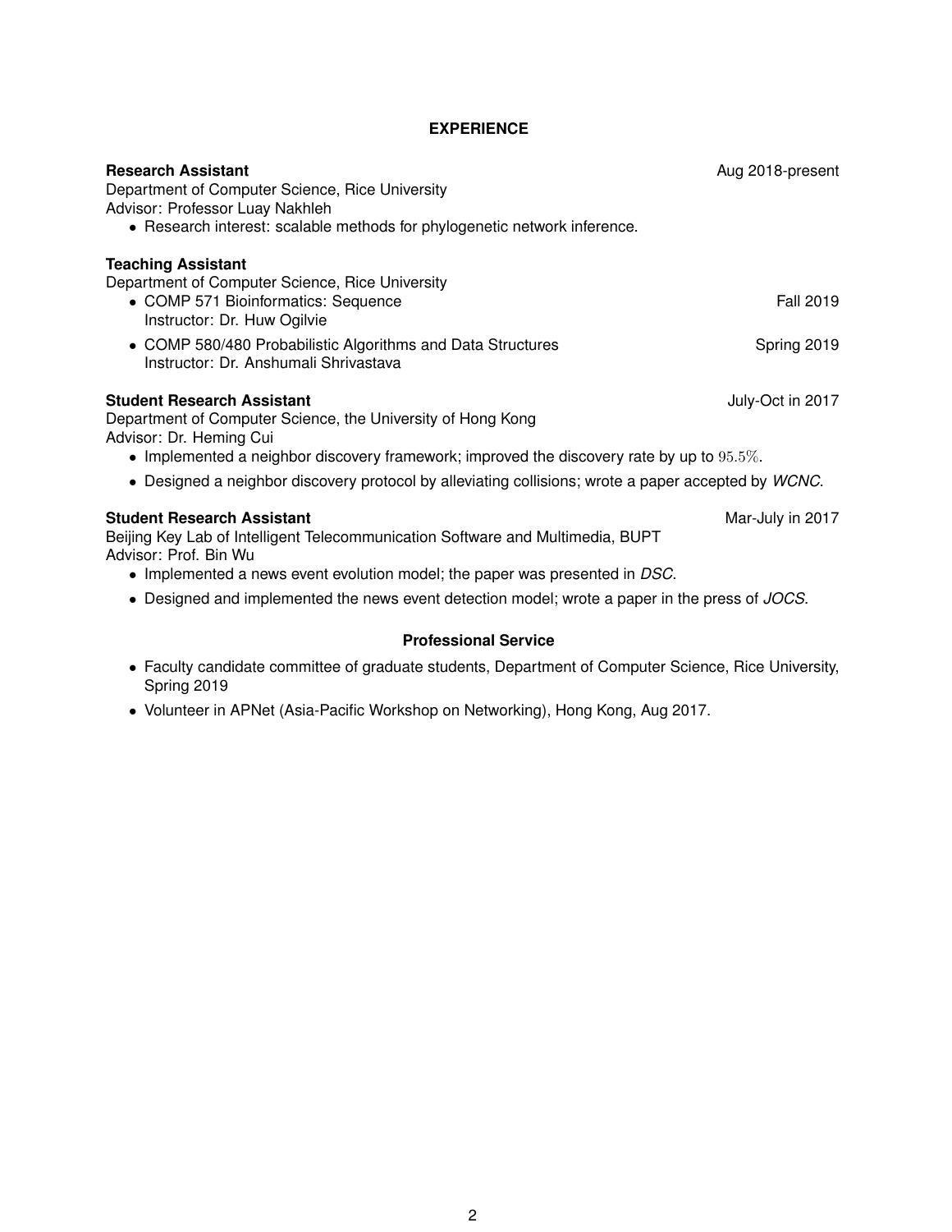## EXPERIENCE

**Research Assistant** Aug 2018-present
Department of Computer Science, Rice University
Advisor: Professor Luay Nakhleh

- Research interest: scalable methods for phylogenetic network inference.

**Teaching Assistant**
Department of Computer Science, Rice University

- COMP 571 Bioinformatics: Sequence — Fall 2019
  Instructor: Dr. Huw Ogilvie
- COMP 580/480 Probabilistic Algorithms and Data Structures — Spring 2019
  Instructor: Dr. Anshumali Shrivastava

**Student Research Assistant** July-Oct in 2017
Department of Computer Science, the University of Hong Kong
Advisor: Dr. Heming Cui

- Implemented a neighbor discovery framework; improved the discovery rate by up to $95.5\%$.
- Designed a neighbor discovery protocol by alleviating collisions; wrote a paper accepted by *WCNC*.

**Student Research Assistant** Mar-July in 2017
Beijing Key Lab of Intelligent Telecommunication Software and Multimedia, BUPT
Advisor: Prof. Bin Wu

- Implemented a news event evolution model; the paper was presented in *DSC*.
- Designed and implemented the news event detection model; wrote a paper in the press of *JOCS*.

## Professional Service

- Faculty candidate committee of graduate students, Department of Computer Science, Rice University, Spring 2019
- Volunteer in APNet (Asia-Pacific Workshop on Networking), Hong Kong, Aug 2017.